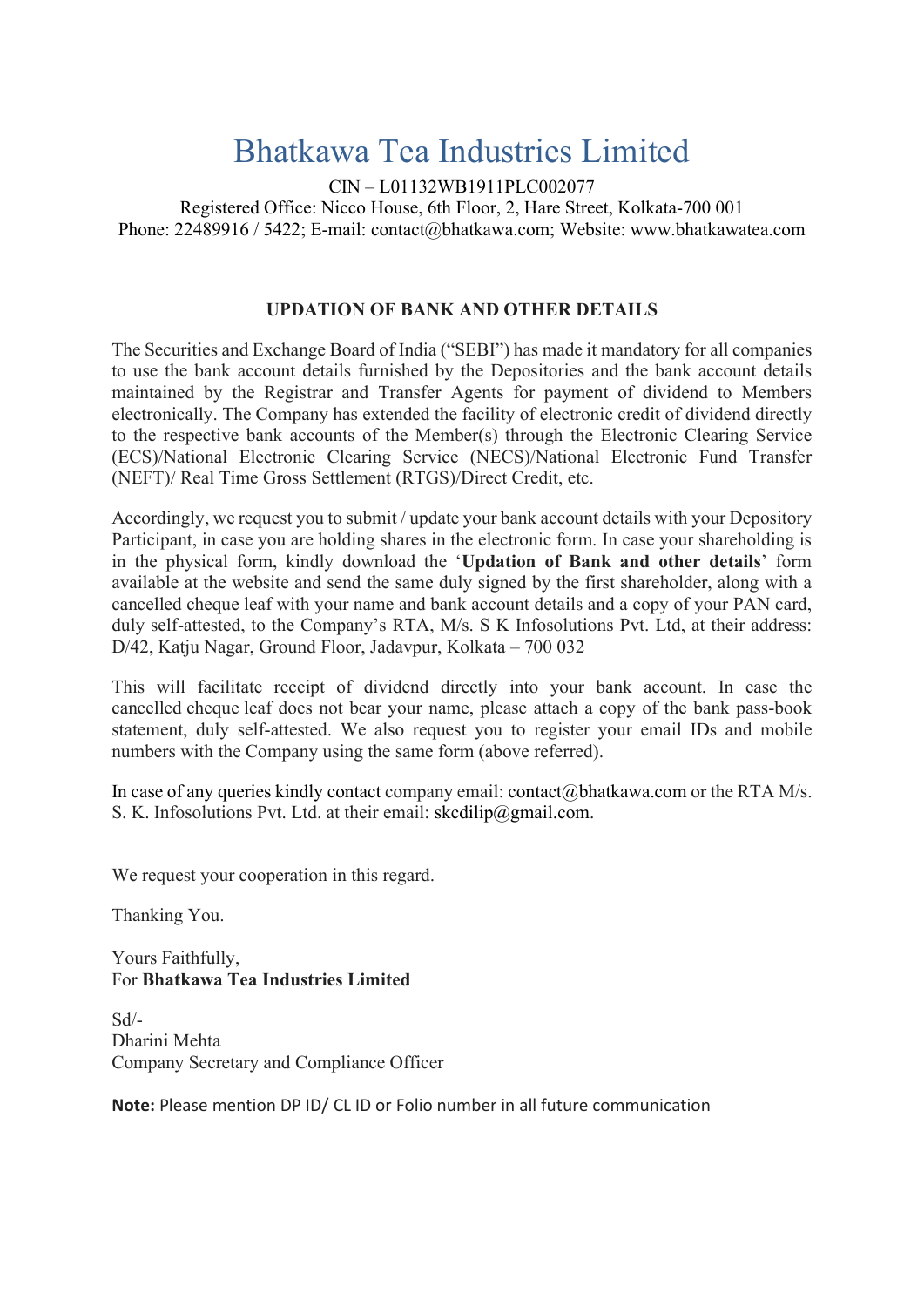# Bhatkawa Tea Industries Limited

CIN – L01132WB1911PLC002077
Registered Office: Nicco House, 6th Floor, 2, Hare Street, Kolkata-700 001
Phone: 22489916 / 5422; E-mail: contact@bhatkawa.com; Website: www.bhatkawatea.com

## UPDATION OF BANK AND OTHER DETAILS

The Securities and Exchange Board of India ("SEBI") has made it mandatory for all companies to use the bank account details furnished by the Depositories and the bank account details maintained by the Registrar and Transfer Agents for payment of dividend to Members electronically. The Company has extended the facility of electronic credit of dividend directly to the respective bank accounts of the Member(s) through the Electronic Clearing Service (ECS)/National Electronic Clearing Service (NECS)/National Electronic Fund Transfer (NEFT)/ Real Time Gross Settlement (RTGS)/Direct Credit, etc.

Accordingly, we request you to submit / update your bank account details with your Depository Participant, in case you are holding shares in the electronic form. In case your shareholding is in the physical form, kindly download the '**Updation of Bank and other details**' form available at the website and send the same duly signed by the first shareholder, along with a cancelled cheque leaf with your name and bank account details and a copy of your PAN card, duly self-attested, to the Company's RTA, M/s. S K Infosolutions Pvt. Ltd, at their address: D/42, Katju Nagar, Ground Floor, Jadavpur, Kolkata – 700 032

This will facilitate receipt of dividend directly into your bank account. In case the cancelled cheque leaf does not bear your name, please attach a copy of the bank pass-book statement, duly self-attested. We also request you to register your email IDs and mobile numbers with the Company using the same form (above referred).

In case of any queries kindly contact company email: contact@bhatkawa.com or the RTA M/s. S. K. Infosolutions Pvt. Ltd. at their email: skcdilip@gmail.com.

We request your cooperation in this regard.

Thanking You.

Yours Faithfully,
For **Bhatkawa Tea Industries Limited**

Sd/-
Dharini Mehta
Company Secretary and Compliance Officer

**Note:** Please mention DP ID/ CL ID or Folio number in all future communication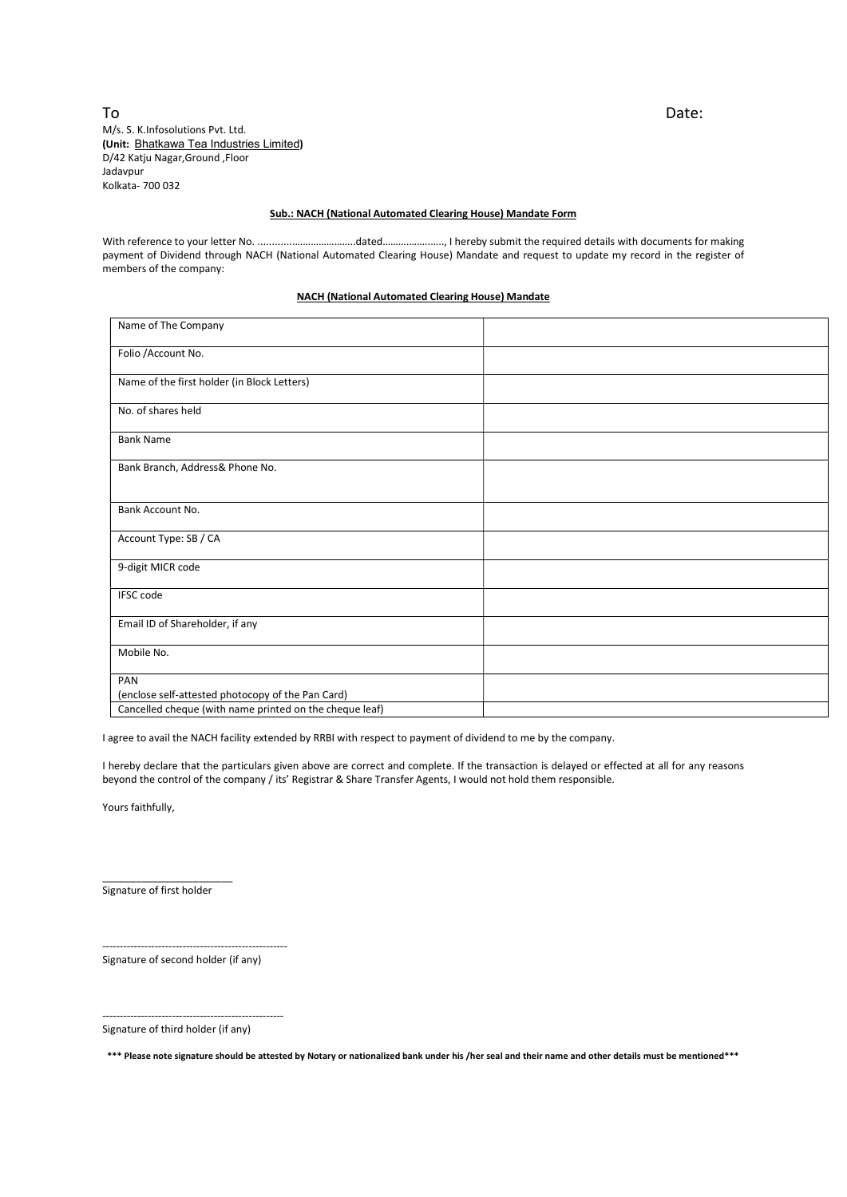To

Date:

M/s. S. K.Infosolutions Pvt. Ltd.
**(Unit:** Bhatkawa Tea Industries Limited**)**
D/42 Katju Nagar,Ground ,Floor
Jadavpur
Kolkata- 700 032

**Sub.: NACH (National Automated Clearing House) Mandate Form**

With reference to your letter No. .................................dated....................., I hereby submit the required details with documents for making payment of Dividend through NACH (National Automated Clearing House) Mandate and request to update my record in the register of members of the company:

**NACH (National Automated Clearing House) Mandate**

| | |
|---|---|
| Name of The Company | |
| Folio /Account No. | |
| Name of the first holder (in Block Letters) | |
| No. of shares held | |
| Bank Name | |
| Bank Branch, Address& Phone No. | |
| Bank Account No. | |
| Account Type: SB / CA | |
| 9-digit MICR code | |
| IFSC code | |
| Email ID of Shareholder, if any | |
| Mobile No. | |
| PAN<br>(enclose self-attested photocopy of the Pan Card) | |
| Cancelled cheque (with name printed on the cheque leaf) | |

I agree to avail the NACH facility extended by RRBI with respect to payment of dividend to me by the company.

I hereby declare that the particulars given above are correct and complete. If the transaction is delayed or effected at all for any reasons beyond the control of the company / its' Registrar & Share Transfer Agents, I would not hold them responsible.

Yours faithfully,

________________________
Signature of first holder

-----------------------------------------------------
Signature of second holder (if any)

-----------------------------------------------------
Signature of third holder (if any)

**\*\*\* Please note signature should be attested by Notary or nationalized bank under his /her seal and their name and other details must be mentioned\*\*\***